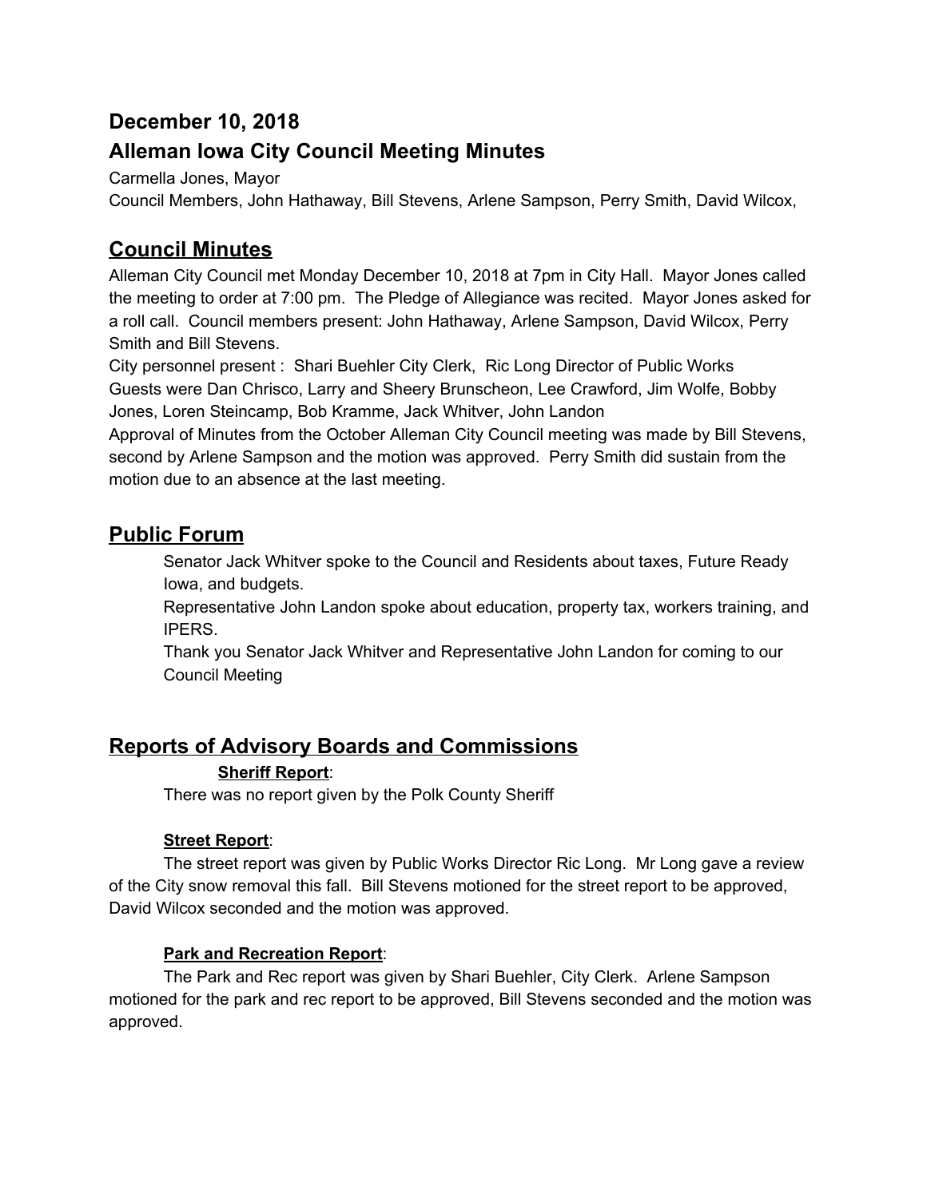## December 10, 2018

## Alleman Iowa City Council Meeting Minutes

Carmella Jones, Mayor

Council Members, John Hathaway, Bill Stevens, Arlene Sampson, Perry Smith, David Wilcox,

# Council Minutes

Alleman City Council met Monday December 10, 2018 at 7pm in City Hall. Mayor Jones called the meeting to order at 7:00 pm. The Pledge of Allegiance was recited. Mayor Jones asked for a roll call. Council members present: John Hathaway, Arlene Sampson, David Wilcox, Perry Smith and Bill Stevens.

City personnel present : Shari Buehler City Clerk, Ric Long Director of Public Works

Guests were Dan Chrisco, Larry and Sheery Brunscheon, Lee Crawford, Jim Wolfe, Bobby Jones, Loren Steincamp, Bob Kramme, Jack Whitver, John Landon

Approval of Minutes from the October Alleman City Council meeting was made by Bill Stevens, second by Arlene Sampson and the motion was approved. Perry Smith did sustain from the motion due to an absence at the last meeting.

# Public Forum

Senator Jack Whitver spoke to the Council and Residents about taxes, Future Ready Iowa, and budgets.

Representative John Landon spoke about education, property tax, workers training, and IPERS.

Thank you Senator Jack Whitver and Representative John Landon for coming to our Council Meeting

# Reports of Advisory Boards and Commissions

**Sheriff Report**:

There was no report given by the Polk County Sheriff

**Street Report**:

The street report was given by Public Works Director Ric Long. Mr Long gave a review of the City snow removal this fall. Bill Stevens motioned for the street report to be approved, David Wilcox seconded and the motion was approved.

**Park and Recreation Report**:

The Park and Rec report was given by Shari Buehler, City Clerk. Arlene Sampson motioned for the park and rec report to be approved, Bill Stevens seconded and the motion was approved.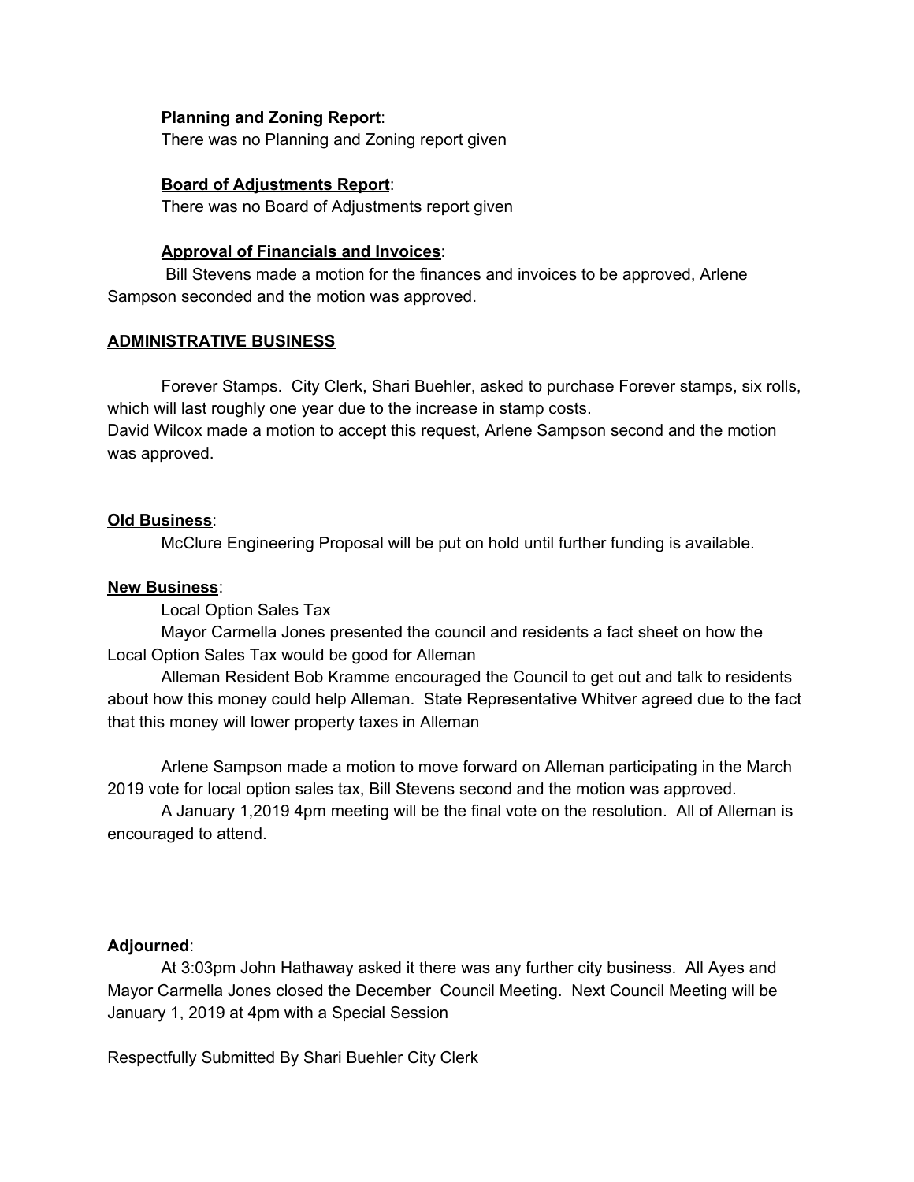**Planning and Zoning Report**:

There was no Planning and Zoning report given

**Board of Adjustments Report**:

There was no Board of Adjustments report given

**Approval of Financials and Invoices**:

Bill Stevens made a motion for the finances and invoices to be approved, Arlene Sampson seconded and the motion was approved.

**ADMINISTRATIVE BUSINESS**

Forever Stamps. City Clerk, Shari Buehler, asked to purchase Forever stamps, six rolls, which will last roughly one year due to the increase in stamp costs.
David Wilcox made a motion to accept this request, Arlene Sampson second and the motion was approved.

**Old Business**:

McClure Engineering Proposal will be put on hold until further funding is available.

**New Business**:

Local Option Sales Tax

Mayor Carmella Jones presented the council and residents a fact sheet on how the Local Option Sales Tax would be good for Alleman

Alleman Resident Bob Kramme encouraged the Council to get out and talk to residents about how this money could help Alleman. State Representative Whitver agreed due to the fact that this money will lower property taxes in Alleman

Arlene Sampson made a motion to move forward on Alleman participating in the March 2019 vote for local option sales tax, Bill Stevens second and the motion was approved.

A January 1,2019 4pm meeting will be the final vote on the resolution. All of Alleman is encouraged to attend.

**Adjourned**:

At 3:03pm John Hathaway asked it there was any further city business. All Ayes and Mayor Carmella Jones closed the December Council Meeting. Next Council Meeting will be January 1, 2019 at 4pm with a Special Session

Respectfully Submitted By Shari Buehler City Clerk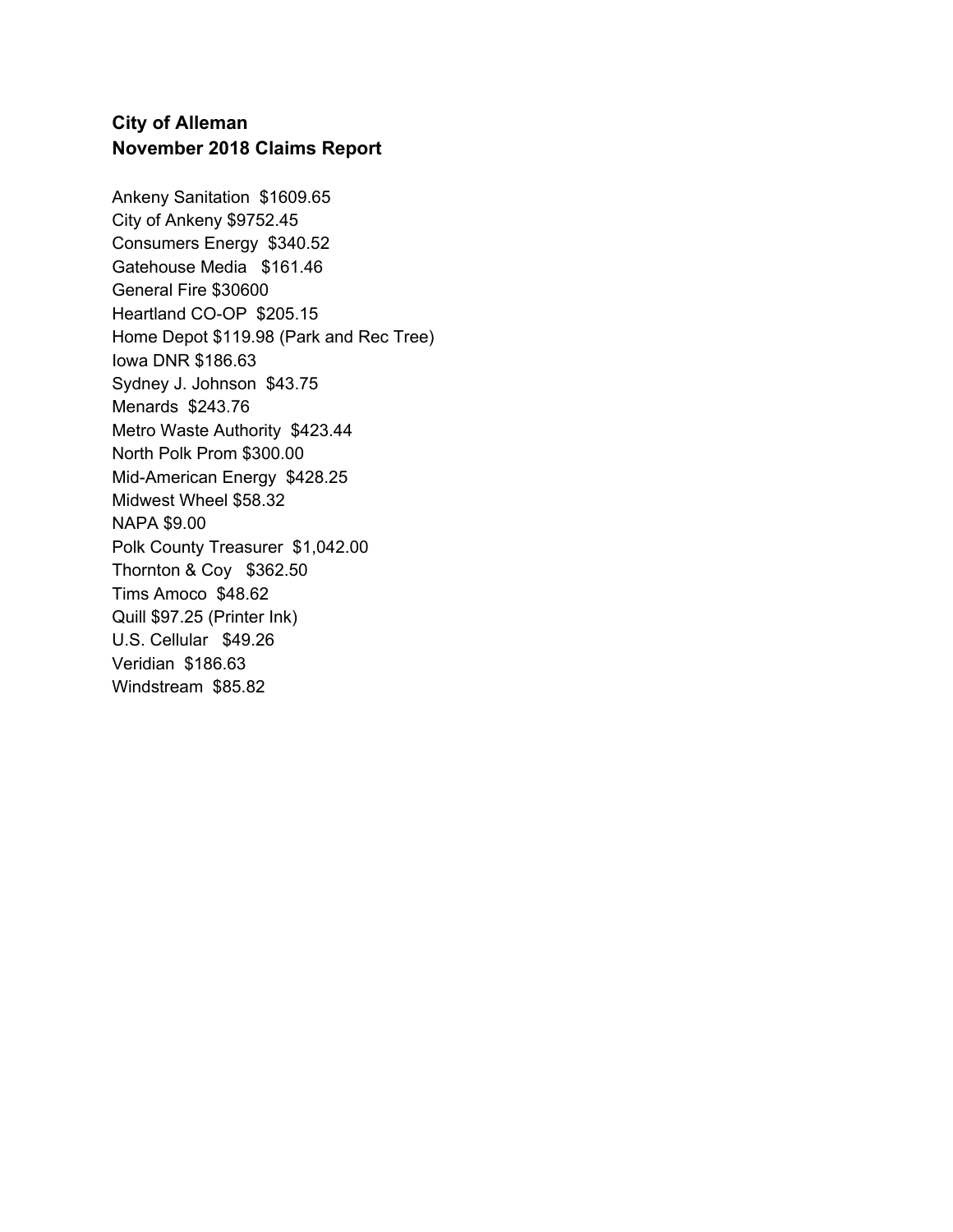**City of Alleman**
**November 2018 Claims Report**

Ankeny Sanitation $1609.65
City of Ankeny $9752.45
Consumers Energy $340.52
Gatehouse Media $161.46
General Fire $30600
Heartland CO-OP $205.15
Home Depot $119.98 (Park and Rec Tree)
Iowa DNR $186.63
Sydney J. Johnson $43.75
Menards $243.76
Metro Waste Authority $423.44
North Polk Prom $300.00
Mid-American Energy $428.25
Midwest Wheel $58.32
NAPA $9.00
Polk County Treasurer $1,042.00
Thornton & Coy $362.50
Tims Amoco $48.62
Quill $97.25 (Printer Ink)
U.S. Cellular $49.26
Veridian $186.63
Windstream $85.82